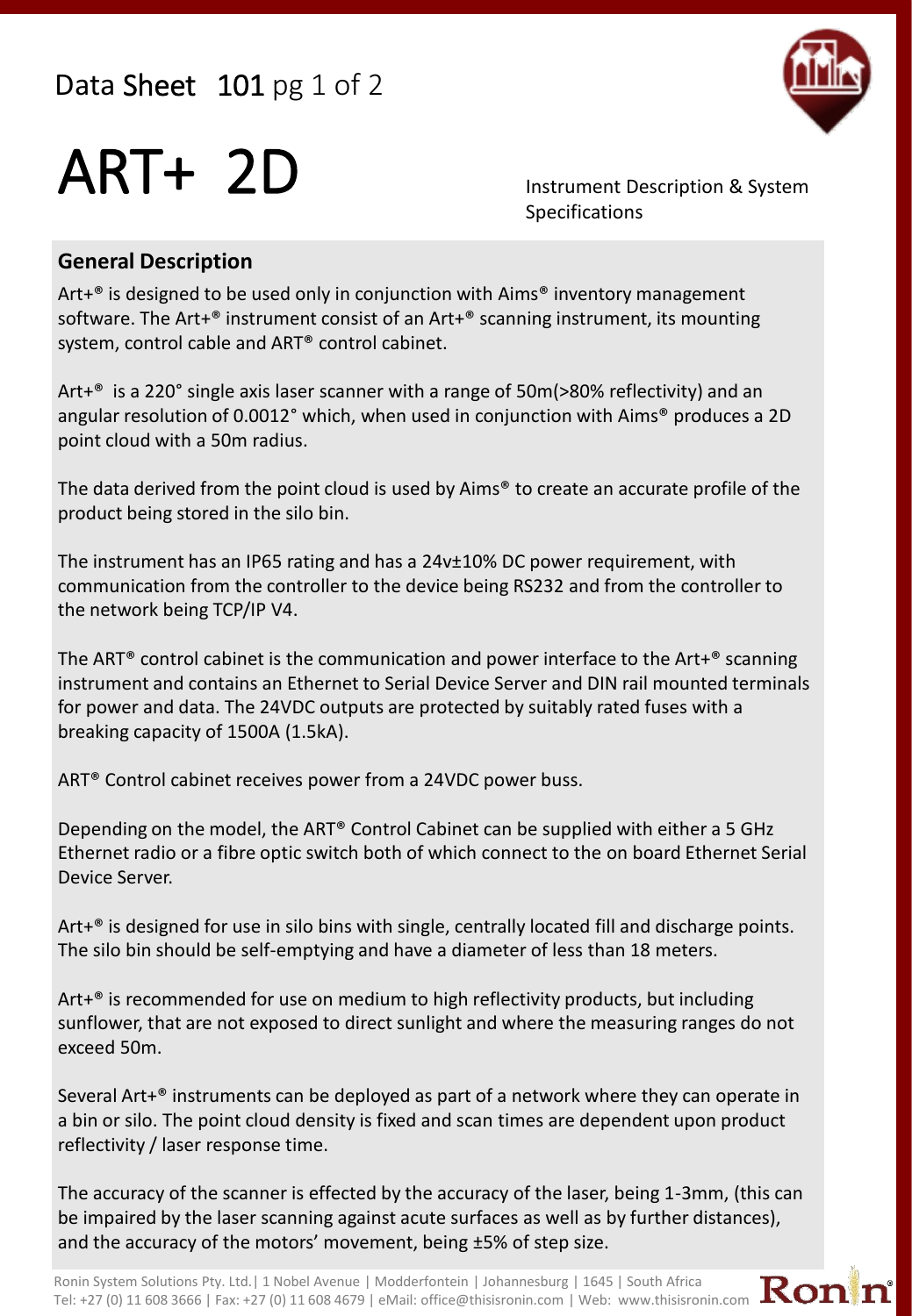Data Sheet 101 pg 1 of 2

# ART+ 2D

Instrument Description & System Specifications

## General Description

Art+® is designed to be used only in conjunction with Aims® inventory management software. The Art+® instrument consist of an Art+® scanning instrument, its mounting system, control cable and ART® control cabinet.

Art+® is a 220° single axis laser scanner with a range of 50m(>80% reflectivity) and an angular resolution of 0.0012° which, when used in conjunction with Aims® produces a 2D point cloud with a 50m radius.

The data derived from the point cloud is used by Aims® to create an accurate profile of the product being stored in the silo bin.

The instrument has an IP65 rating and has a 24v±10% DC power requirement, with communication from the controller to the device being RS232 and from the controller to the network being TCP/IP V4.

The ART® control cabinet is the communication and power interface to the Art+® scanning instrument and contains an Ethernet to Serial Device Server and DIN rail mounted terminals for power and data. The 24VDC outputs are protected by suitably rated fuses with a breaking capacity of 1500A (1.5kA).

ART® Control cabinet receives power from a 24VDC power buss.

Depending on the model, the ART® Control Cabinet can be supplied with either a 5 GHz Ethernet radio or a fibre optic switch both of which connect to the on board Ethernet Serial Device Server.

Art+® is designed for use in silo bins with single, centrally located fill and discharge points. The silo bin should be self-emptying and have a diameter of less than 18 meters.

Art+® is recommended for use on medium to high reflectivity products, but including sunflower, that are not exposed to direct sunlight and where the measuring ranges do not exceed 50m.

Several Art+® instruments can be deployed as part of a network where they can operate in a bin or silo. The point cloud density is fixed and scan times are dependent upon product reflectivity / laser response time.

The accuracy of the scanner is effected by the accuracy of the laser, being 1-3mm, (this can be impaired by the laser scanning against acute surfaces as well as by further distances), and the accuracy of the motors' movement, being ±5% of step size.

Ronin System Solutions Pty. Ltd.| 1 Nobel Avenue | Modderfontein | Johannesburg | 1645 | South Africa
Tel: +27 (0) 11 608 3666 | Fax: +27 (0) 11 608 4679 | eMail: office@thisisronin.com | Web: www.thisisronin.com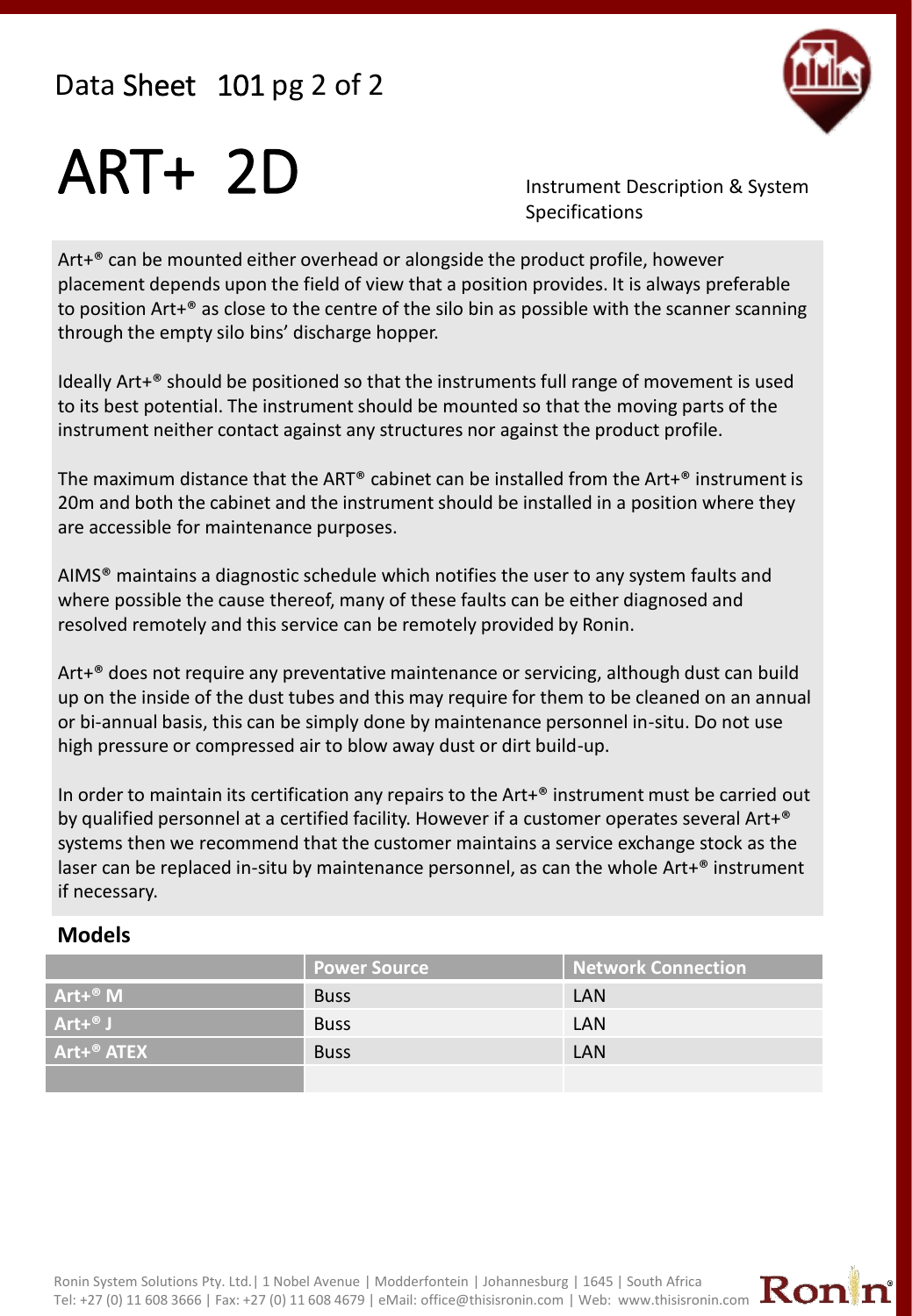Data Sheet 101 pg 2 of 2

# ART+ 2D

Instrument Description & System Specifications

Art+® can be mounted either overhead or alongside the product profile, however placement depends upon the field of view that a position provides. It is always preferable to position Art+® as close to the centre of the silo bin as possible with the scanner scanning through the empty silo bins' discharge hopper.

Ideally Art+® should be positioned so that the instruments full range of movement is used to its best potential. The instrument should be mounted so that the moving parts of the instrument neither contact against any structures nor against the product profile.

The maximum distance that the ART® cabinet can be installed from the Art+® instrument is 20m and both the cabinet and the instrument should be installed in a position where they are accessible for maintenance purposes.

AIMS® maintains a diagnostic schedule which notifies the user to any system faults and where possible the cause thereof, many of these faults can be either diagnosed and resolved remotely and this service can be remotely provided by Ronin.

Art+® does not require any preventative maintenance or servicing, although dust can build up on the inside of the dust tubes and this may require for them to be cleaned on an annual or bi-annual basis, this can be simply done by maintenance personnel in-situ. Do not use high pressure or compressed air to blow away dust or dirt build-up.

In order to maintain its certification any repairs to the Art+® instrument must be carried out by qualified personnel at a certified facility. However if a customer operates several Art+® systems then we recommend that the customer maintains a service exchange stock as the laser can be replaced in-situ by maintenance personnel, as can the whole Art+® instrument if necessary.

## Models

| | Power Source | Network Connection |
|---|---|---|
| Art+® M | Buss | LAN |
| Art+® J | Buss | LAN |
| Art+® ATEX | Buss | LAN |
| | | |

Ronin System Solutions Pty. Ltd.| 1 Nobel Avenue | Modderfontein | Johannesburg | 1645 | South Africa
Tel: +27 (0) 11 608 3666 | Fax: +27 (0) 11 608 4679 | eMail: office@thisisronin.com | Web: www.thisisronin.com